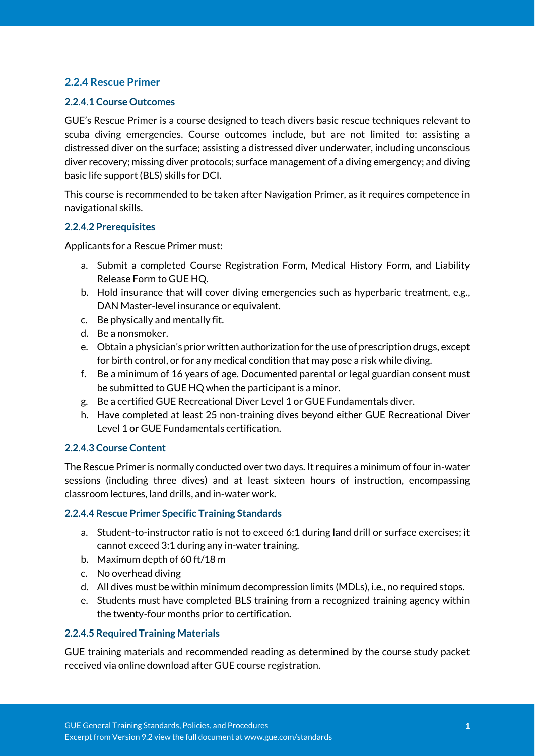## 2.2.4 Rescue Primer

### 2.2.4.1 Course Outcomes

GUE's Rescue Primer is a course designed to teach divers basic rescue techniques relevant to scuba diving emergencies. Course outcomes include, but are not limited to: assisting a distressed diver on the surface; assisting a distressed diver underwater, including unconscious diver recovery; missing diver protocols; surface management of a diving emergency; and diving basic life support (BLS) skills for DCI.

This course is recommended to be taken after Navigation Primer, as it requires competence in navigational skills.

### 2.2.4.2 Prerequisites

Applicants for a Rescue Primer must:

a. Submit a completed Course Registration Form, Medical History Form, and Liability Release Form to GUE HQ.
b. Hold insurance that will cover diving emergencies such as hyperbaric treatment, e.g., DAN Master-level insurance or equivalent.
c. Be physically and mentally fit.
d. Be a nonsmoker.
e. Obtain a physician's prior written authorization for the use of prescription drugs, except for birth control, or for any medical condition that may pose a risk while diving.
f. Be a minimum of 16 years of age. Documented parental or legal guardian consent must be submitted to GUE HQ when the participant is a minor.
g. Be a certified GUE Recreational Diver Level 1 or GUE Fundamentals diver.
h. Have completed at least 25 non-training dives beyond either GUE Recreational Diver Level 1 or GUE Fundamentals certification.

### 2.2.4.3 Course Content

The Rescue Primer is normally conducted over two days. It requires a minimum of four in-water sessions (including three dives) and at least sixteen hours of instruction, encompassing classroom lectures, land drills, and in-water work.

### 2.2.4.4 Rescue Primer Specific Training Standards

a. Student-to-instructor ratio is not to exceed 6:1 during land drill or surface exercises; it cannot exceed 3:1 during any in-water training.
b. Maximum depth of 60 ft/18 m
c. No overhead diving
d. All dives must be within minimum decompression limits (MDLs), i.e., no required stops.
e. Students must have completed BLS training from a recognized training agency within the twenty-four months prior to certification.

### 2.2.4.5 Required Training Materials

GUE training materials and recommended reading as determined by the course study packet received via online download after GUE course registration.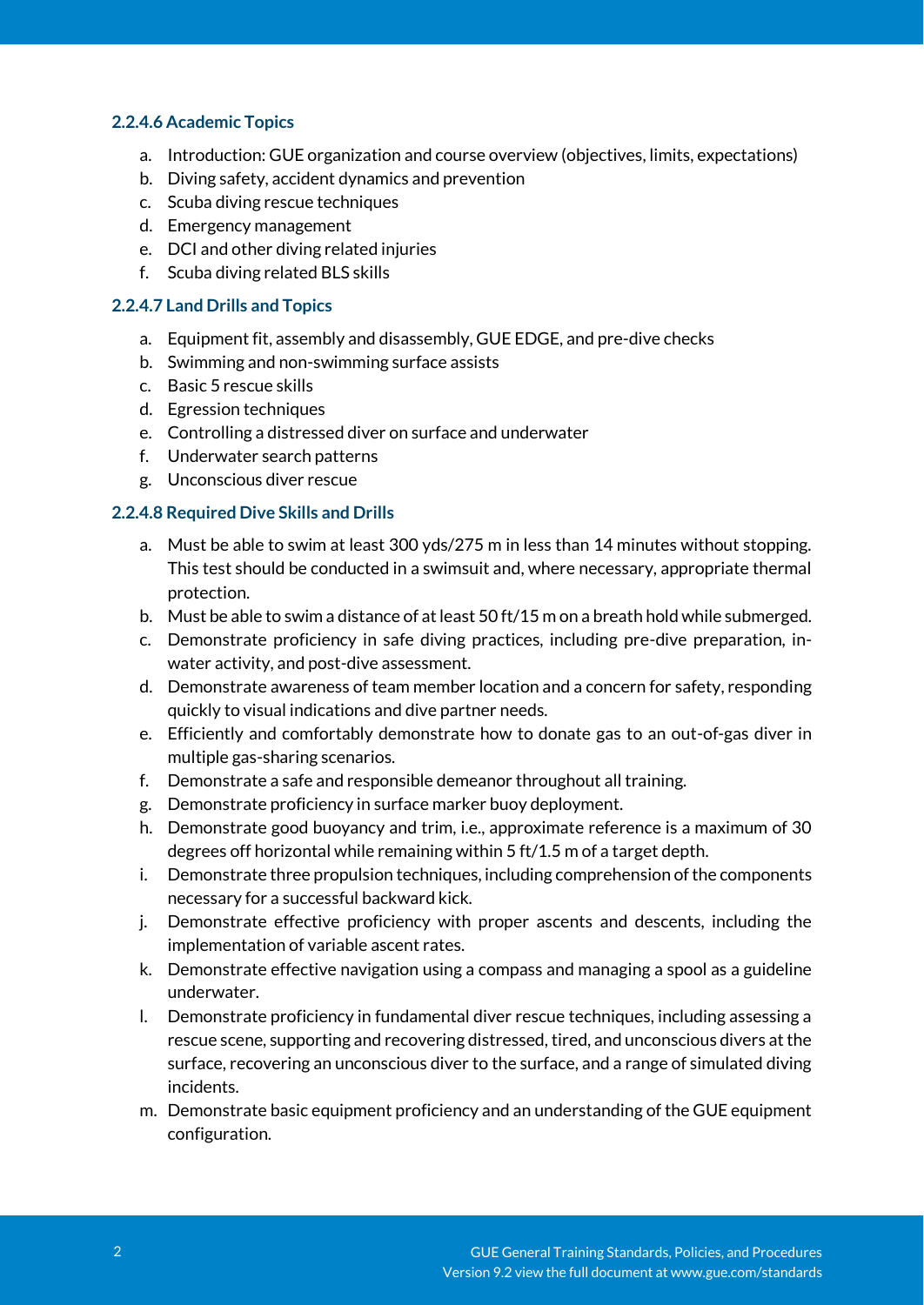#### 2.2.4.6 Academic Topics

a. Introduction: GUE organization and course overview (objectives, limits, expectations)
b. Diving safety, accident dynamics and prevention
c. Scuba diving rescue techniques
d. Emergency management
e. DCI and other diving related injuries
f. Scuba diving related BLS skills

#### 2.2.4.7 Land Drills and Topics

a. Equipment fit, assembly and disassembly, GUE EDGE, and pre-dive checks
b. Swimming and non-swimming surface assists
c. Basic 5 rescue skills
d. Egression techniques
e. Controlling a distressed diver on surface and underwater
f. Underwater search patterns
g. Unconscious diver rescue

#### 2.2.4.8 Required Dive Skills and Drills

a. Must be able to swim at least 300 yds/275 m in less than 14 minutes without stopping. This test should be conducted in a swimsuit and, where necessary, appropriate thermal protection.
b. Must be able to swim a distance of at least 50 ft/15 m on a breath hold while submerged.
c. Demonstrate proficiency in safe diving practices, including pre-dive preparation, in-water activity, and post-dive assessment.
d. Demonstrate awareness of team member location and a concern for safety, responding quickly to visual indications and dive partner needs.
e. Efficiently and comfortably demonstrate how to donate gas to an out-of-gas diver in multiple gas-sharing scenarios.
f. Demonstrate a safe and responsible demeanor throughout all training.
g. Demonstrate proficiency in surface marker buoy deployment.
h. Demonstrate good buoyancy and trim, i.e., approximate reference is a maximum of 30 degrees off horizontal while remaining within 5 ft/1.5 m of a target depth.
i. Demonstrate three propulsion techniques, including comprehension of the components necessary for a successful backward kick.
j. Demonstrate effective proficiency with proper ascents and descents, including the implementation of variable ascent rates.
k. Demonstrate effective navigation using a compass and managing a spool as a guideline underwater.
l. Demonstrate proficiency in fundamental diver rescue techniques, including assessing a rescue scene, supporting and recovering distressed, tired, and unconscious divers at the surface, recovering an unconscious diver to the surface, and a range of simulated diving incidents.
m. Demonstrate basic equipment proficiency and an understanding of the GUE equipment configuration.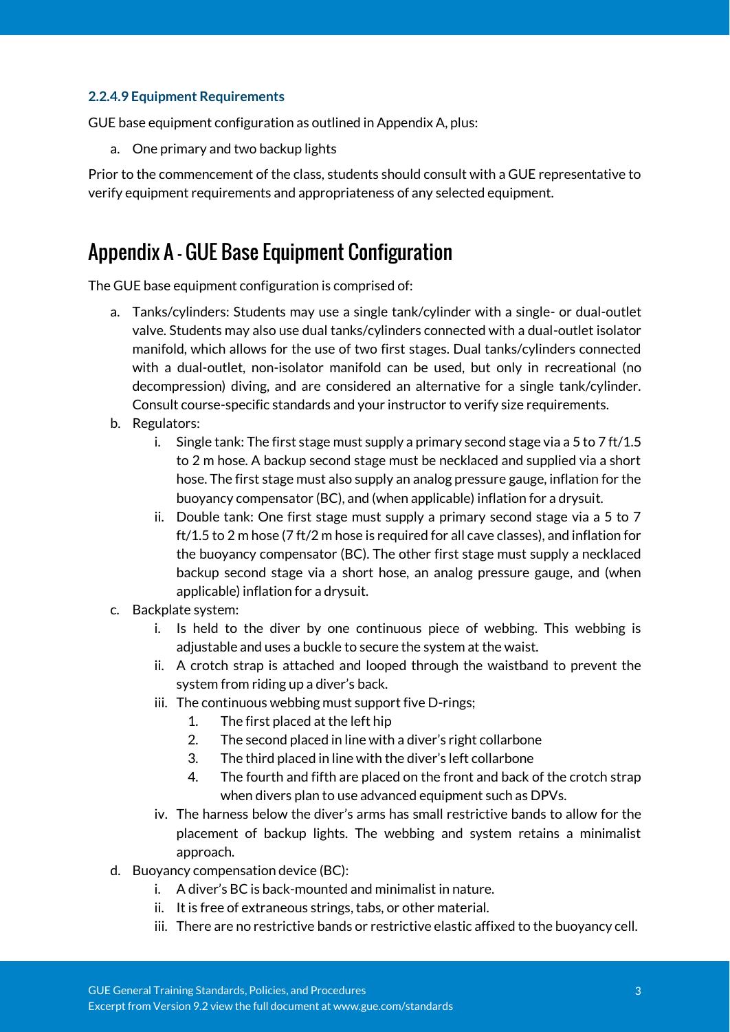#### 2.2.4.9 Equipment Requirements

GUE base equipment configuration as outlined in Appendix A, plus:

a. One primary and two backup lights

Prior to the commencement of the class, students should consult with a GUE representative to verify equipment requirements and appropriateness of any selected equipment.

# Appendix A - GUE Base Equipment Configuration

The GUE base equipment configuration is comprised of:

a. Tanks/cylinders: Students may use a single tank/cylinder with a single- or dual-outlet valve. Students may also use dual tanks/cylinders connected with a dual-outlet isolator manifold, which allows for the use of two first stages. Dual tanks/cylinders connected with a dual-outlet, non-isolator manifold can be used, but only in recreational (no decompression) diving, and are considered an alternative for a single tank/cylinder. Consult course-specific standards and your instructor to verify size requirements.
b. Regulators:
    i. Single tank: The first stage must supply a primary second stage via a 5 to 7 ft/1.5 to 2 m hose. A backup second stage must be necklaced and supplied via a short hose. The first stage must also supply an analog pressure gauge, inflation for the buoyancy compensator (BC), and (when applicable) inflation for a drysuit.
    ii. Double tank: One first stage must supply a primary second stage via a 5 to 7 ft/1.5 to 2 m hose (7 ft/2 m hose is required for all cave classes), and inflation for the buoyancy compensator (BC). The other first stage must supply a necklaced backup second stage via a short hose, an analog pressure gauge, and (when applicable) inflation for a drysuit.
c. Backplate system:
    i. Is held to the diver by one continuous piece of webbing. This webbing is adjustable and uses a buckle to secure the system at the waist.
    ii. A crotch strap is attached and looped through the waistband to prevent the system from riding up a diver's back.
    iii. The continuous webbing must support five D-rings;
        1. The first placed at the left hip
        2. The second placed in line with a diver's right collarbone
        3. The third placed in line with the diver's left collarbone
        4. The fourth and fifth are placed on the front and back of the crotch strap when divers plan to use advanced equipment such as DPVs.
    iv. The harness below the diver's arms has small restrictive bands to allow for the placement of backup lights. The webbing and system retains a minimalist approach.
d. Buoyancy compensation device (BC):
    i. A diver's BC is back-mounted and minimalist in nature.
    ii. It is free of extraneous strings, tabs, or other material.
    iii. There are no restrictive bands or restrictive elastic affixed to the buoyancy cell.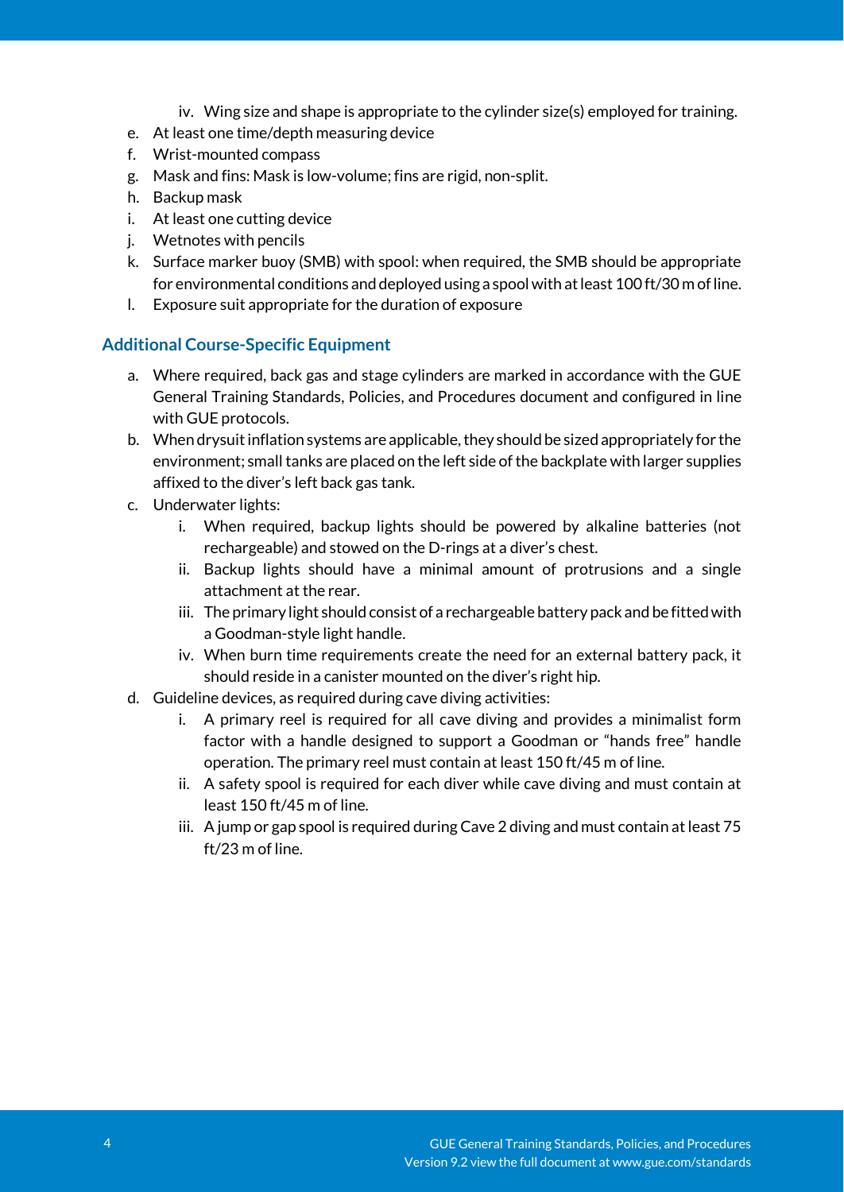iv. Wing size and shape is appropriate to the cylinder size(s) employed for training.

e. At least one time/depth measuring device
f. Wrist-mounted compass
g. Mask and fins: Mask is low-volume; fins are rigid, non-split.
h. Backup mask
i. At least one cutting device
j. Wetnotes with pencils
k. Surface marker buoy (SMB) with spool: when required, the SMB should be appropriate for environmental conditions and deployed using a spool with at least 100 ft/30 m of line.
l. Exposure suit appropriate for the duration of exposure

### Additional Course-Specific Equipment

a. Where required, back gas and stage cylinders are marked in accordance with the GUE General Training Standards, Policies, and Procedures document and configured in line with GUE protocols.
b. When drysuit inflation systems are applicable, they should be sized appropriately for the environment; small tanks are placed on the left side of the backplate with larger supplies affixed to the diver's left back gas tank.
c. Underwater lights:
   i. When required, backup lights should be powered by alkaline batteries (not rechargeable) and stowed on the D-rings at a diver's chest.
   ii. Backup lights should have a minimal amount of protrusions and a single attachment at the rear.
   iii. The primary light should consist of a rechargeable battery pack and be fitted with a Goodman-style light handle.
   iv. When burn time requirements create the need for an external battery pack, it should reside in a canister mounted on the diver's right hip.
d. Guideline devices, as required during cave diving activities:
   i. A primary reel is required for all cave diving and provides a minimalist form factor with a handle designed to support a Goodman or "hands free" handle operation. The primary reel must contain at least 150 ft/45 m of line.
   ii. A safety spool is required for each diver while cave diving and must contain at least 150 ft/45 m of line.
   iii. A jump or gap spool is required during Cave 2 diving and must contain at least 75 ft/23 m of line.